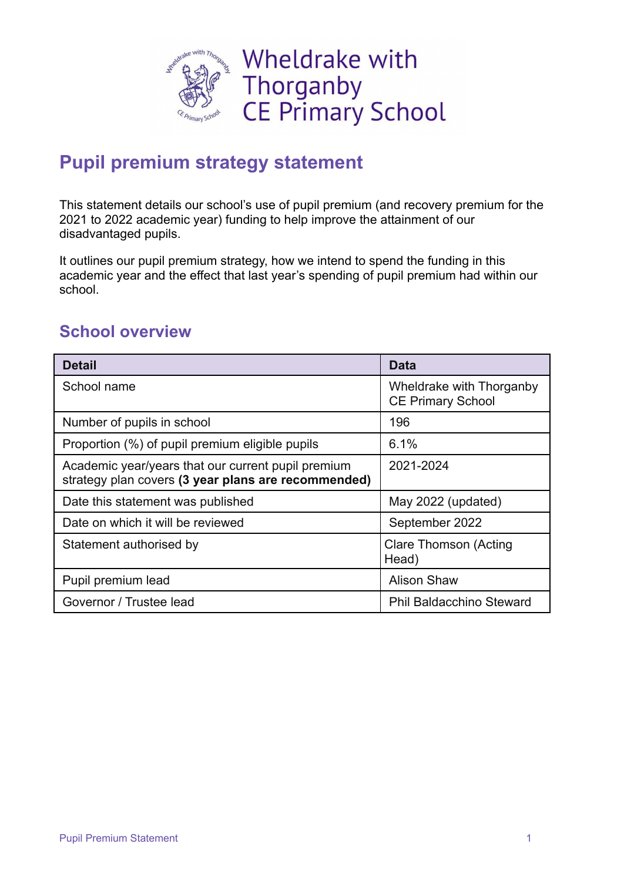Wheldrake with Thorganby CE Primary School

# Pupil premium strategy statement

This statement details our school's use of pupil premium (and recovery premium for the 2021 to 2022 academic year) funding to help improve the attainment of our disadvantaged pupils.

It outlines our pupil premium strategy, how we intend to spend the funding in this academic year and the effect that last year's spending of pupil premium had within our school.

## School overview

| Detail | Data |
|---|---|
| School name | Wheldrake with Thorganby CE Primary School |
| Number of pupils in school | 196 |
| Proportion (%) of pupil premium eligible pupils | 6.1% |
| Academic year/years that our current pupil premium strategy plan covers **(3 year plans are recommended)** | 2021-2024 |
| Date this statement was published | May 2022 (updated) |
| Date on which it will be reviewed | September 2022 |
| Statement authorised by | Clare Thomson (Acting Head) |
| Pupil premium lead | Alison Shaw |
| Governor / Trustee lead | Phil Baldacchino Steward |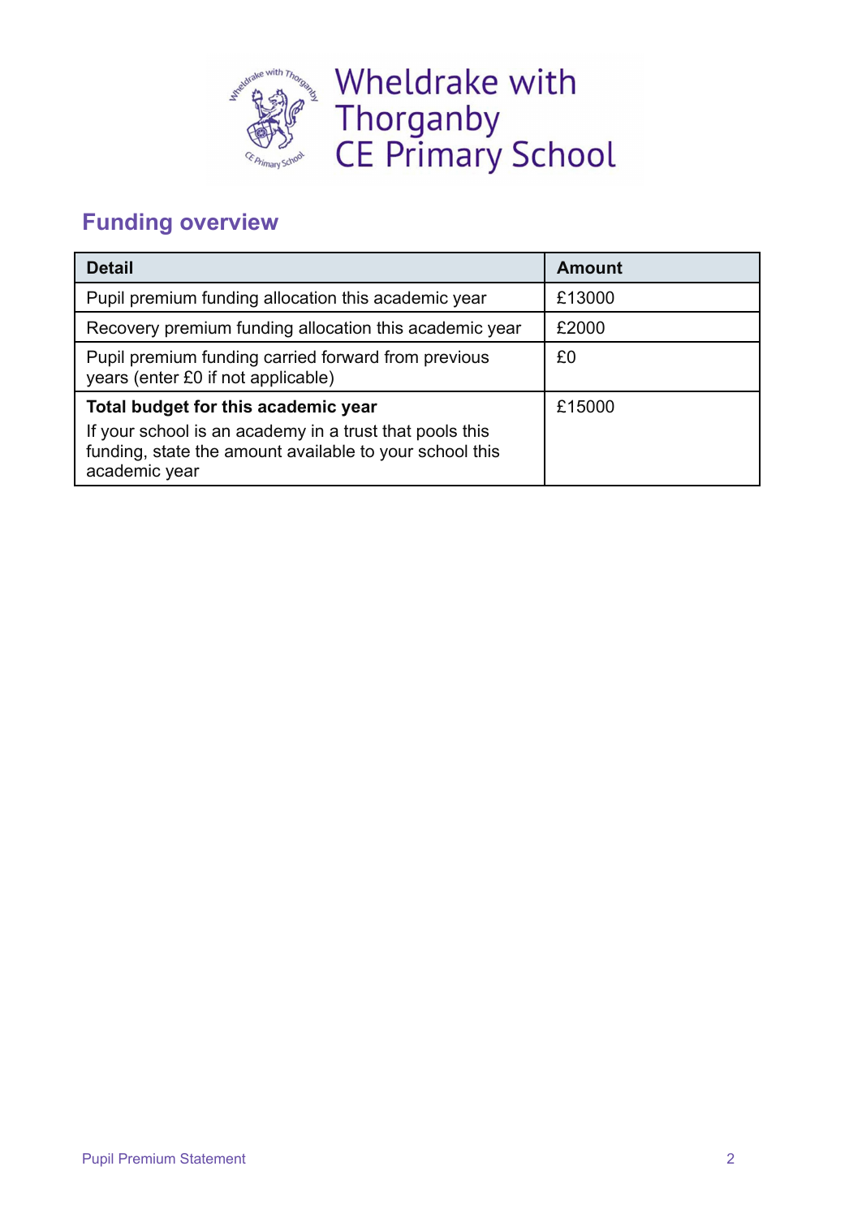# Wheldrake with Thorganby CE Primary School

## Funding overview

| Detail | Amount |
|---|---|
| Pupil premium funding allocation this academic year | £13000 |
| Recovery premium funding allocation this academic year | £2000 |
| Pupil premium funding carried forward from previous years (enter £0 if not applicable) | £0 |
| **Total budget for this academic year**<br>If your school is an academy in a trust that pools this funding, state the amount available to your school this academic year | £15000 |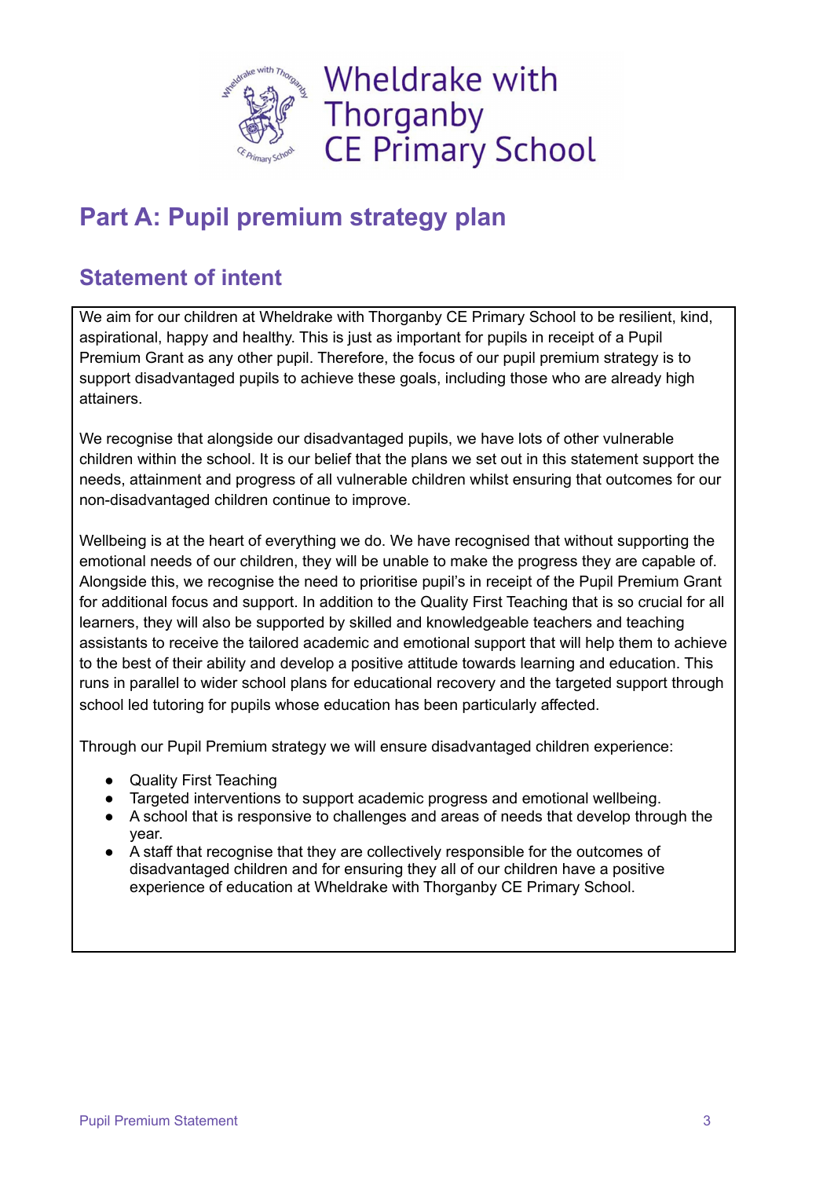Wheldrake with Thorganby CE Primary School

# Part A: Pupil premium strategy plan

## Statement of intent

We aim for our children at Wheldrake with Thorganby CE Primary School to be resilient, kind, aspirational, happy and healthy. This is just as important for pupils in receipt of a Pupil Premium Grant as any other pupil. Therefore, the focus of our pupil premium strategy is to support disadvantaged pupils to achieve these goals, including those who are already high attainers.

We recognise that alongside our disadvantaged pupils, we have lots of other vulnerable children within the school. It is our belief that the plans we set out in this statement support the needs, attainment and progress of all vulnerable children whilst ensuring that outcomes for our non-disadvantaged children continue to improve.

Wellbeing is at the heart of everything we do. We have recognised that without supporting the emotional needs of our children, they will be unable to make the progress they are capable of. Alongside this, we recognise the need to prioritise pupil's in receipt of the Pupil Premium Grant for additional focus and support. In addition to the Quality First Teaching that is so crucial for all learners, they will also be supported by skilled and knowledgeable teachers and teaching assistants to receive the tailored academic and emotional support that will help them to achieve to the best of their ability and develop a positive attitude towards learning and education. This runs in parallel to wider school plans for educational recovery and the targeted support through school led tutoring for pupils whose education has been particularly affected.

Through our Pupil Premium strategy we will ensure disadvantaged children experience:

- Quality First Teaching
- Targeted interventions to support academic progress and emotional wellbeing.
- A school that is responsive to challenges and areas of needs that develop through the year.
- A staff that recognise that they are collectively responsible for the outcomes of disadvantaged children and for ensuring they all of our children have a positive experience of education at Wheldrake with Thorganby CE Primary School.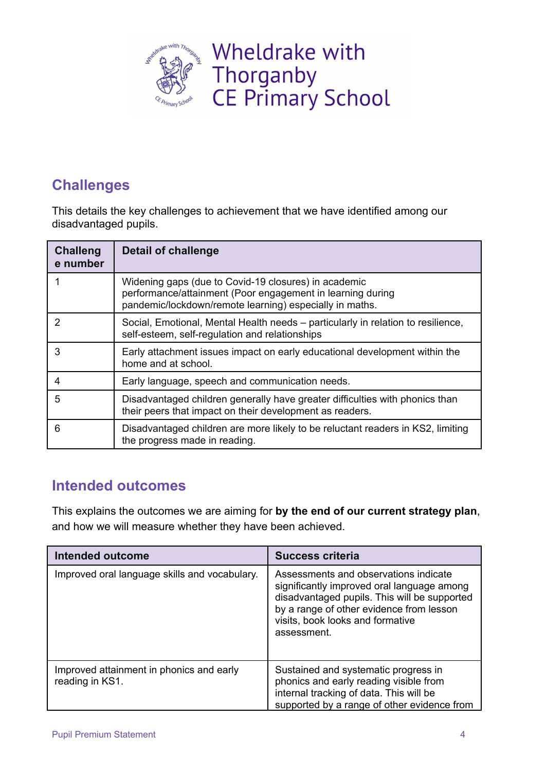## Challenges

This details the key challenges to achievement that we have identified among our disadvantaged pupils.

| Challenge number | Detail of challenge |
|---|---|
| 1 | Widening gaps (due to Covid-19 closures) in academic performance/attainment (Poor engagement in learning during pandemic/lockdown/remote learning) especially in maths. |
| 2 | Social, Emotional, Mental Health needs – particularly in relation to resilience, self-esteem, self-regulation and relationships |
| 3 | Early attachment issues impact on early educational development within the home and at school. |
| 4 | Early language, speech and communication needs. |
| 5 | Disadvantaged children generally have greater difficulties with phonics than their peers that impact on their development as readers. |
| 6 | Disadvantaged children are more likely to be reluctant readers in KS2, limiting the progress made in reading. |

## Intended outcomes

This explains the outcomes we are aiming for **by the end of our current strategy plan**, and how we will measure whether they have been achieved.

| Intended outcome | Success criteria |
|---|---|
| Improved oral language skills and vocabulary. | Assessments and observations indicate significantly improved oral language among disadvantaged pupils. This will be supported by a range of other evidence from lesson visits, book looks and formative assessment. |
| Improved attainment in phonics and early reading in KS1. | Sustained and systematic progress in phonics and early reading visible from internal tracking of data. This will be supported by a range of other evidence from |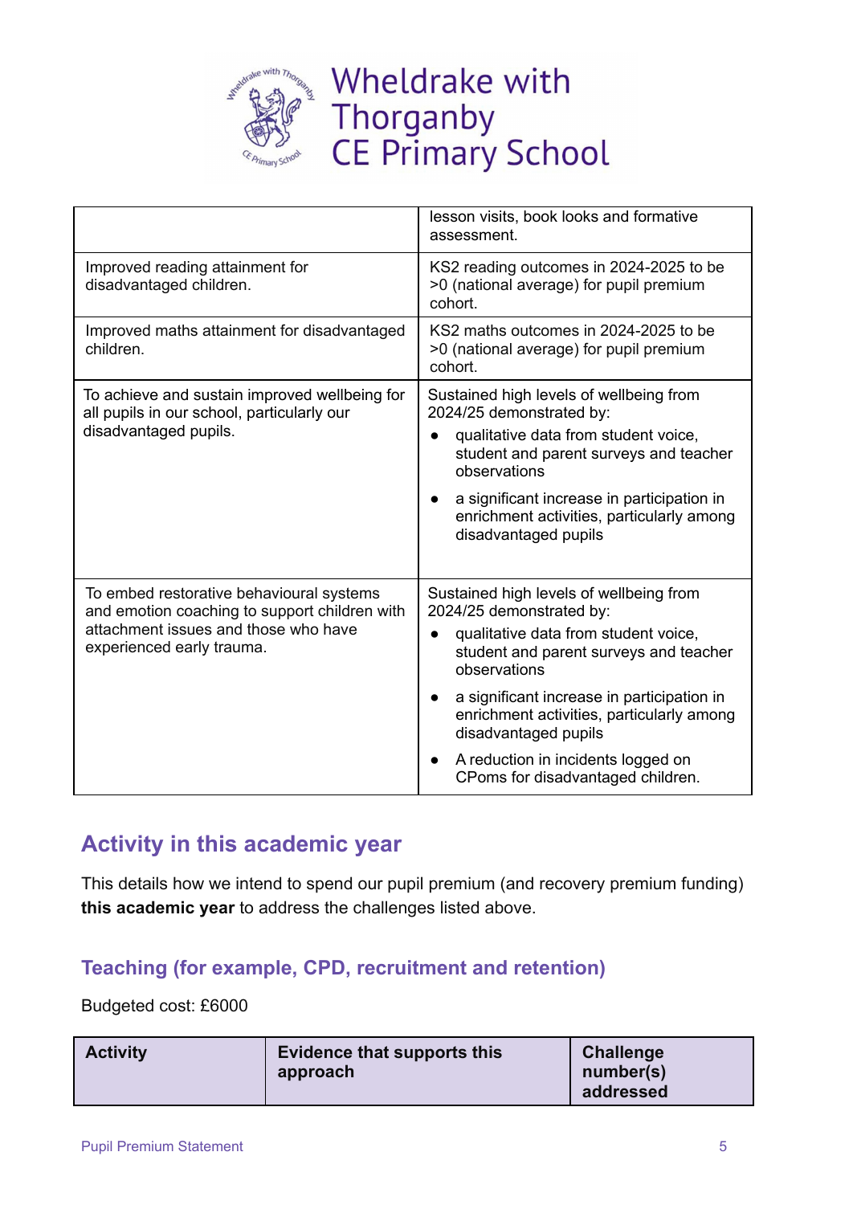| | |
|---|---|
| | lesson visits, book looks and formative assessment. |
| Improved reading attainment for disadvantaged children. | KS2 reading outcomes in 2024-2025 to be >0 (national average) for pupil premium cohort. |
| Improved maths attainment for disadvantaged children. | KS2 maths outcomes in 2024-2025 to be >0 (national average) for pupil premium cohort. |
| To achieve and sustain improved wellbeing for all pupils in our school, particularly our disadvantaged pupils. | Sustained high levels of wellbeing from 2024/25 demonstrated by:<br>• qualitative data from student voice, student and parent surveys and teacher observations<br>• a significant increase in participation in enrichment activities, particularly among disadvantaged pupils |
| To embed restorative behavioural systems and emotion coaching to support children with attachment issues and those who have experienced early trauma. | Sustained high levels of wellbeing from 2024/25 demonstrated by:<br>• qualitative data from student voice, student and parent surveys and teacher observations<br>• a significant increase in participation in enrichment activities, particularly among disadvantaged pupils<br>• A reduction in incidents logged on CPoms for disadvantaged children. |

## Activity in this academic year

This details how we intend to spend our pupil premium (and recovery premium funding) **this academic year** to address the challenges listed above.

### Teaching (for example, CPD, recruitment and retention)

Budgeted cost: £6000

| Activity | Evidence that supports this approach | Challenge number(s) addressed |
|---|---|---|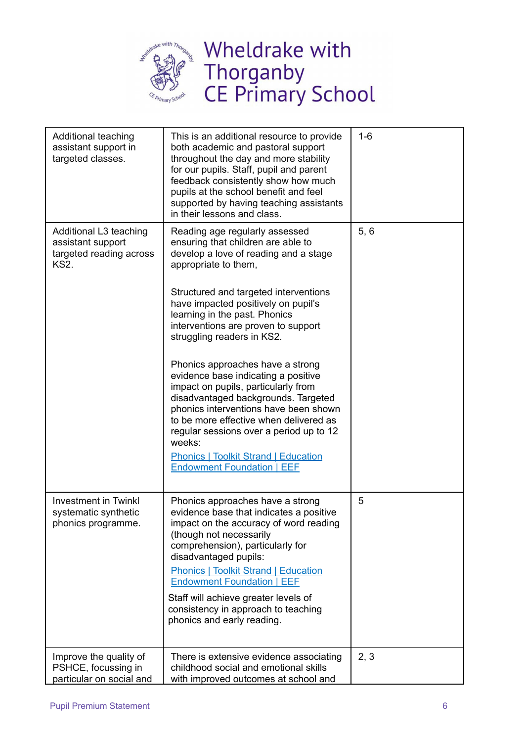| | | |
|---|---|---|
| Additional teaching assistant support in targeted classes. | This is an additional resource to provide both academic and pastoral support throughout the day and more stability for our pupils. Staff, pupil and parent feedback consistently show how much pupils at the school benefit and feel supported by having teaching assistants in their lessons and class. | 1-6 |
| Additional L3 teaching assistant support targeted reading across KS2. | Reading age regularly assessed ensuring that children are able to develop a love of reading and a stage appropriate to them,<br><br>Structured and targeted interventions have impacted positively on pupil's learning in the past. Phonics interventions are proven to support struggling readers in KS2.<br><br>Phonics approaches have a strong evidence base indicating a positive impact on pupils, particularly from disadvantaged backgrounds. Targeted phonics interventions have been shown to be more effective when delivered as regular sessions over a period up to 12 weeks:<br>[Phonics \| Toolkit Strand \| Education Endowment Foundation \| EEF] | 5, 6 |
| Investment in Twinkl systematic synthetic phonics programme. | Phonics approaches have a strong evidence base that indicates a positive impact on the accuracy of word reading (though not necessarily comprehension), particularly for disadvantaged pupils:<br>[Phonics \| Toolkit Strand \| Education Endowment Foundation \| EEF]<br>Staff will achieve greater levels of consistency in approach to teaching phonics and early reading. | 5 |
| Improve the quality of PSHCE, focussing in particular on social and | There is extensive evidence associating childhood social and emotional skills with improved outcomes at school and | 2, 3 |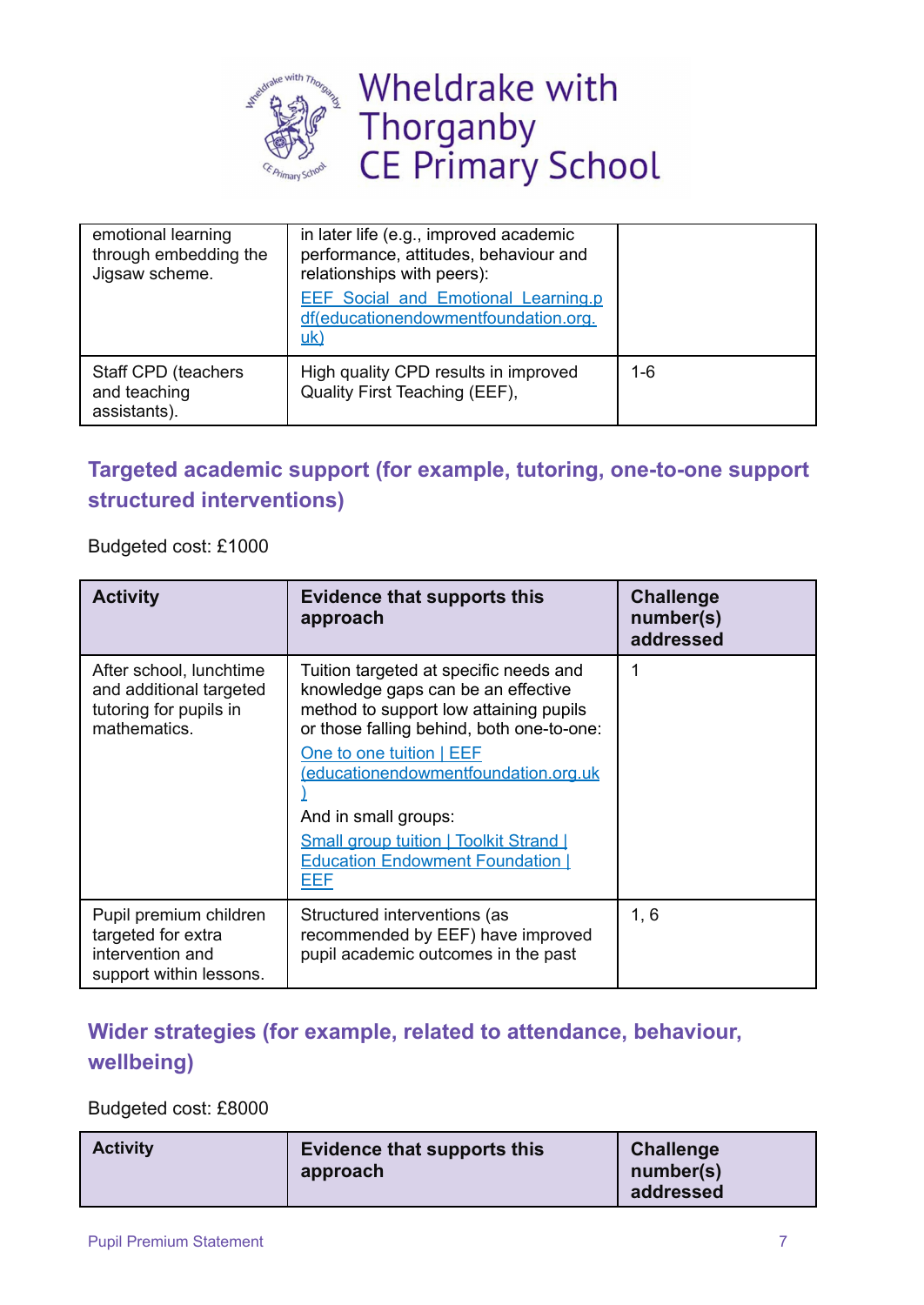| emotional learning through embedding the Jigsaw scheme. | in later life (e.g., improved academic performance, attitudes, behaviour and relationships with peers): [EEF_Social_and_Emotional_Learning.pdf(educationendowmentfoundation.org.uk)] | |
|---|---|---|
| Staff CPD (teachers and teaching assistants). | High quality CPD results in improved Quality First Teaching (EEF), | 1-6 |

## Targeted academic support (for example, tutoring, one-to-one support structured interventions)

Budgeted cost: £1000

| Activity | Evidence that supports this approach | Challenge number(s) addressed |
|---|---|---|
| After school, lunchtime and additional targeted tutoring for pupils in mathematics. | Tuition targeted at specific needs and knowledge gaps can be an effective method to support low attaining pupils or those falling behind, both one-to-one: [One to one tuition \| EEF (educationendowmentfoundation.org.uk)] And in small groups: [Small group tuition \| Toolkit Strand \| Education Endowment Foundation \| EEF] | 1 |
| Pupil premium children targeted for extra intervention and support within lessons. | Structured interventions (as recommended by EEF) have improved pupil academic outcomes in the past | 1, 6 |

## Wider strategies (for example, related to attendance, behaviour, wellbeing)

Budgeted cost: £8000

| Activity | Evidence that supports this approach | Challenge number(s) addressed |
|---|---|---|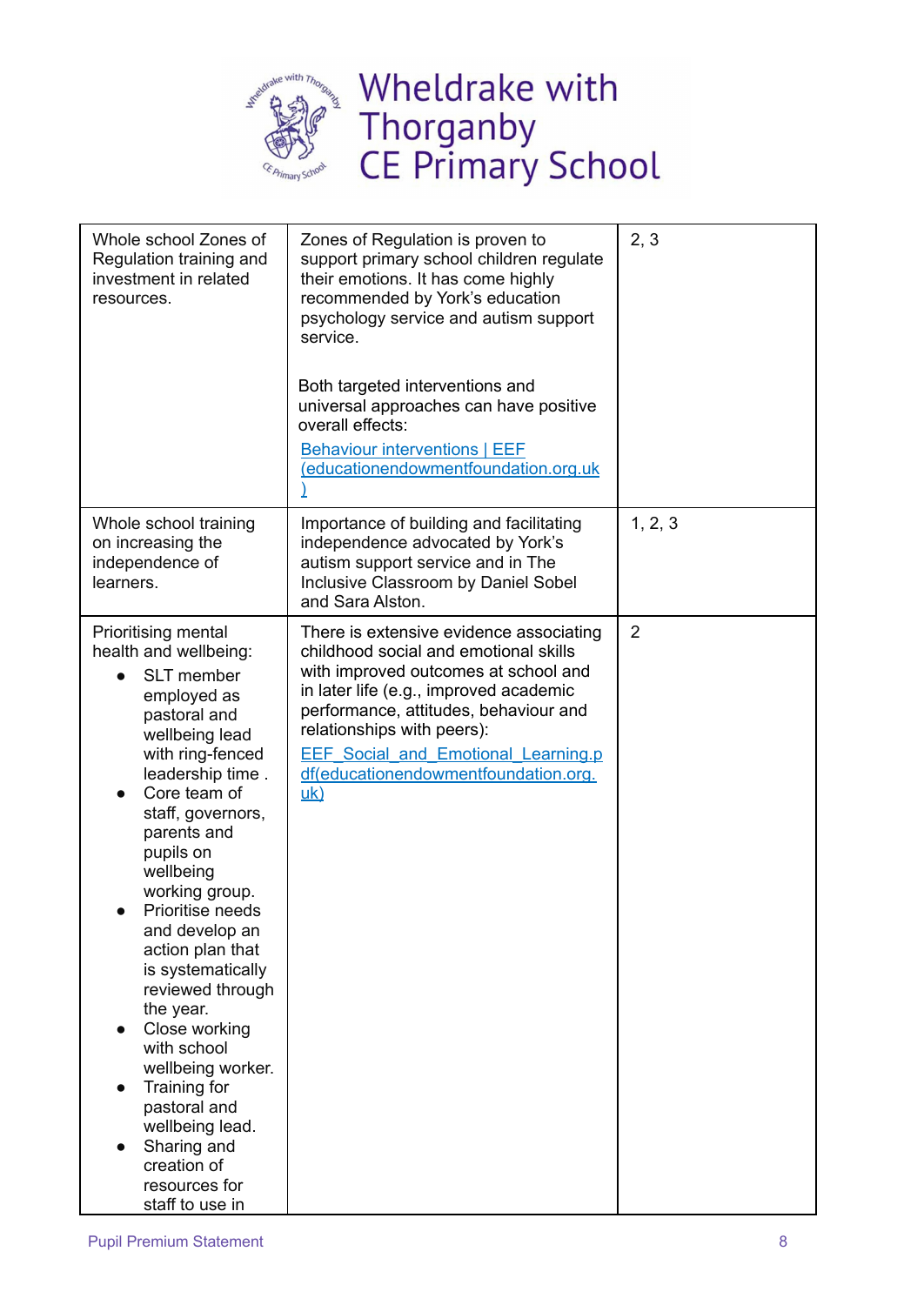| | | |
|---|---|---|
| Whole school Zones of Regulation training and investment in related resources. | Zones of Regulation is proven to support primary school children regulate their emotions. It has come highly recommended by York's education psychology service and autism support service.<br><br>Both targeted interventions and universal approaches can have positive overall effects:<br>[Behaviour interventions \| EEF (educationendowmentfoundation.org.uk)] | 2, 3 |
| Whole school training on increasing the independence of learners. | Importance of building and facilitating independence advocated by York's autism support service and in The Inclusive Classroom by Daniel Sobel and Sara Alston. | 1, 2, 3 |
| Prioritising mental health and wellbeing:<br>• SLT member employed as pastoral and wellbeing lead with ring-fenced leadership time .<br>• Core team of staff, governors, parents and pupils on wellbeing working group.<br>• Prioritise needs and develop an action plan that is systematically reviewed through the year.<br>• Close working with school wellbeing worker.<br>• Training for pastoral and wellbeing lead.<br>• Sharing and creation of resources for staff to use in | There is extensive evidence associating childhood social and emotional skills with improved outcomes at school and in later life (e.g., improved academic performance, attitudes, behaviour and relationships with peers):<br>[EEF_Social_and_Emotional_Learning.pdf(educationendowmentfoundation.org.uk)] | 2 |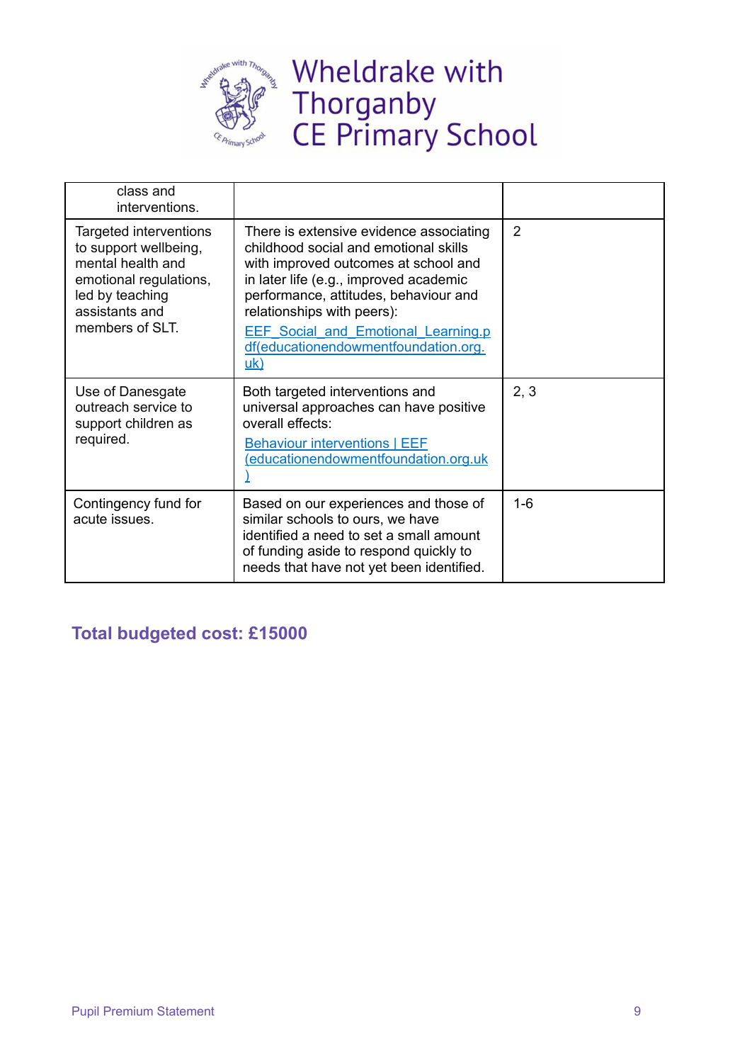| | | |
|---|---|---|
| class and interventions. | | |
| Targeted interventions to support wellbeing, mental health and emotional regulations, led by teaching assistants and members of SLT. | There is extensive evidence associating childhood social and emotional skills with improved outcomes at school and in later life (e.g., improved academic performance, attitudes, behaviour and relationships with peers): [EEF_Social_and_Emotional_Learning.pdf(educationendowmentfoundation.org.uk)] | 2 |
| Use of Danesgate outreach service to support children as required. | Both targeted interventions and universal approaches can have positive overall effects: [Behaviour interventions \| EEF (educationendowmentfoundation.org.uk)] | 2, 3 |
| Contingency fund for acute issues. | Based on our experiences and those of similar schools to ours, we have identified a need to set a small amount of funding aside to respond quickly to needs that have not yet been identified. | 1-6 |

## Total budgeted cost: £15000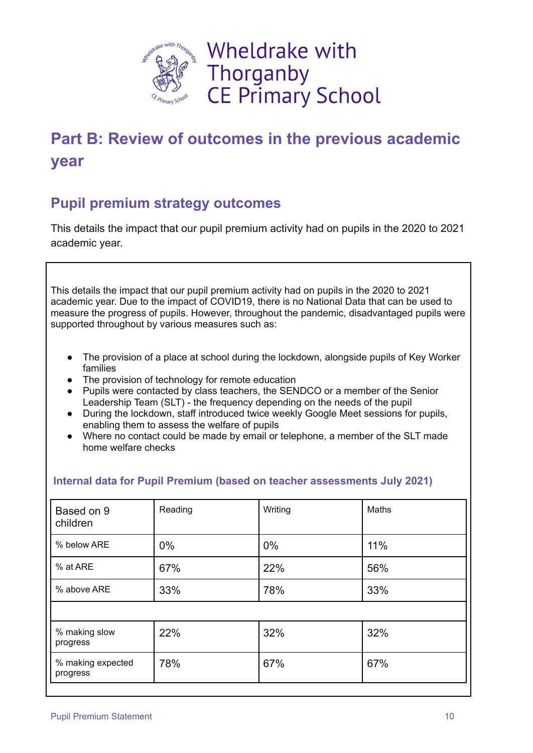Wheldrake with Thorganby CE Primary School

# Part B: Review of outcomes in the previous academic year

## Pupil premium strategy outcomes

This details the impact that our pupil premium activity had on pupils in the 2020 to 2021 academic year.

This details the impact that our pupil premium activity had on pupils in the 2020 to 2021 academic year. Due to the impact of COVID19, there is no National Data that can be used to measure the progress of pupils. However, throughout the pandemic, disadvantaged pupils were supported throughout by various measures such as:

- The provision of a place at school during the lockdown, alongside pupils of Key Worker families
- The provision of technology for remote education
- Pupils were contacted by class teachers, the SENDCO or a member of the Senior Leadership Team (SLT) - the frequency depending on the needs of the pupil
- During the lockdown, staff introduced twice weekly Google Meet sessions for pupils, enabling them to assess the welfare of pupils
- Where no contact could be made by email or telephone, a member of the SLT made home welfare checks

### Internal data for Pupil Premium (based on teacher assessments July 2021)

| Based on 9 children | Reading | Writing | Maths |
|---|---|---|---|
| % below ARE | 0% | 0% | 11% |
| % at ARE | 67% | 22% | 56% |
| % above ARE | 33% | 78% | 33% |
| | | | |
| % making slow progress | 22% | 32% | 32% |
| % making expected progress | 78% | 67% | 67% |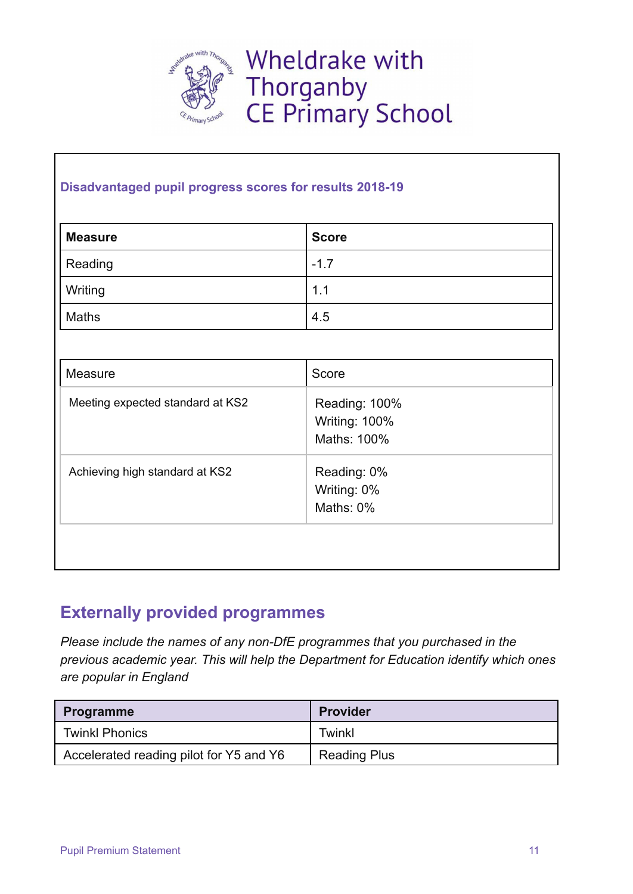# Wheldrake with Thorganby CE Primary School

### Disadvantaged pupil progress scores for results 2018-19

| Measure | Score |
|---|---|
| Reading | -1.7 |
| Writing | 1.1 |
| Maths | 4.5 |

| Measure | Score |
|---|---|
| Meeting expected standard at KS2 | Reading: 100%<br>Writing: 100%<br>Maths: 100% |
| Achieving high standard at KS2 | Reading: 0%<br>Writing: 0%<br>Maths: 0% |

## Externally provided programmes

*Please include the names of any non-DfE programmes that you purchased in the previous academic year. This will help the Department for Education identify which ones are popular in England*

| Programme | Provider |
|---|---|
| Twinkl Phonics | Twinkl |
| Accelerated reading pilot for Y5 and Y6 | Reading Plus |